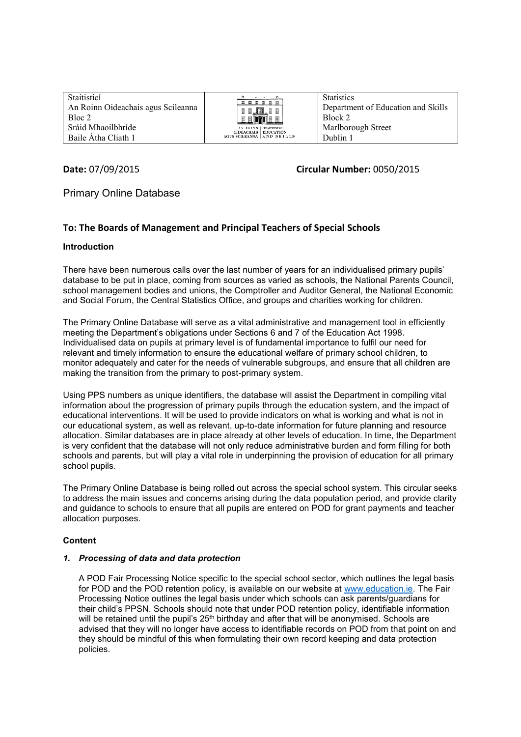| Staitisticí<br>An Roinn Oideachais agus Scileanna<br>Bloc 2<br>Sráid Mhaoilbhríde<br>Baile Átha Cliath 1 | AN ROINN OIDEACHAIS AGUS SCILEANNA \| DEPARTMENT OF EDUCATION AND SKILLS | Statistics<br>Department of Education and Skills<br>Block 2<br>Marlborough Street<br>Dublin 1 |
|---|---|---|

**Date:** 07/09/2015 **Circular Number:** 0050/2015

# Primary Online Database

## To: The Boards of Management and Principal Teachers of Special Schools

### Introduction

There have been numerous calls over the last number of years for an individualised primary pupils' database to be put in place, coming from sources as varied as schools, the National Parents Council, school management bodies and unions, the Comptroller and Auditor General, the National Economic and Social Forum, the Central Statistics Office, and groups and charities working for children.

The Primary Online Database will serve as a vital administrative and management tool in efficiently meeting the Department's obligations under Sections 6 and 7 of the Education Act 1998. Individualised data on pupils at primary level is of fundamental importance to fulfil our need for relevant and timely information to ensure the educational welfare of primary school children, to monitor adequately and cater for the needs of vulnerable subgroups, and ensure that all children are making the transition from the primary to post-primary system.

Using PPS numbers as unique identifiers, the database will assist the Department in compiling vital information about the progression of primary pupils through the education system, and the impact of educational interventions. It will be used to provide indicators on what is working and what is not in our educational system, as well as relevant, up-to-date information for future planning and resource allocation. Similar databases are in place already at other levels of education. In time, the Department is very confident that the database will not only reduce administrative burden and form filling for both schools and parents, but will play a vital role in underpinning the provision of education for all primary school pupils.

The Primary Online Database is being rolled out across the special school system. This circular seeks to address the main issues and concerns arising during the data population period, and provide clarity and guidance to schools to ensure that all pupils are entered on POD for grant payments and teacher allocation purposes.

### Content

#### *1. Processing of data and data protection*

A POD Fair Processing Notice specific to the special school sector, which outlines the legal basis for POD and the POD retention policy, is available on our website at www.education.ie. The Fair Processing Notice outlines the legal basis under which schools can ask parents/guardians for their child's PPSN. Schools should note that under POD retention policy, identifiable information will be retained until the pupil's 25th birthday and after that will be anonymised. Schools are advised that they will no longer have access to identifiable records on POD from that point on and they should be mindful of this when formulating their own record keeping and data protection policies.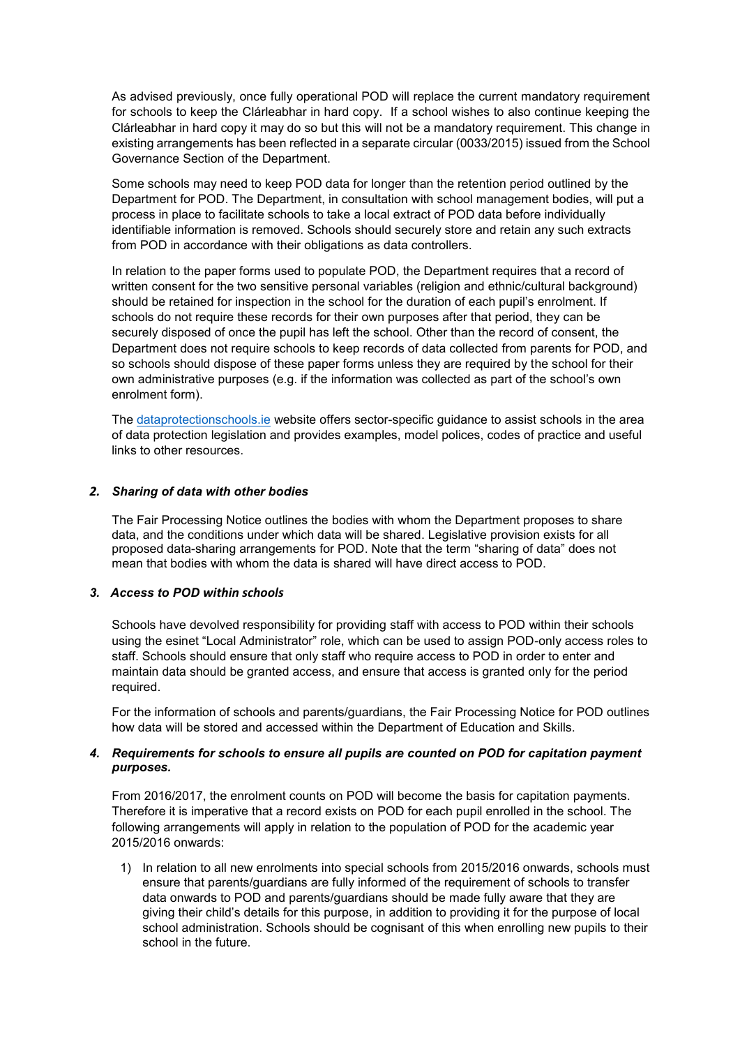As advised previously, once fully operational POD will replace the current mandatory requirement for schools to keep the Clárleabhar in hard copy. If a school wishes to also continue keeping the Clárleabhar in hard copy it may do so but this will not be a mandatory requirement. This change in existing arrangements has been reflected in a separate circular (0033/2015) issued from the School Governance Section of the Department.

Some schools may need to keep POD data for longer than the retention period outlined by the Department for POD. The Department, in consultation with school management bodies, will put a process in place to facilitate schools to take a local extract of POD data before individually identifiable information is removed. Schools should securely store and retain any such extracts from POD in accordance with their obligations as data controllers.

In relation to the paper forms used to populate POD, the Department requires that a record of written consent for the two sensitive personal variables (religion and ethnic/cultural background) should be retained for inspection in the school for the duration of each pupil's enrolment. If schools do not require these records for their own purposes after that period, they can be securely disposed of once the pupil has left the school. Other than the record of consent, the Department does not require schools to keep records of data collected from parents for POD, and so schools should dispose of these paper forms unless they are required by the school for their own administrative purposes (e.g. if the information was collected as part of the school's own enrolment form).

The [dataprotectionschools.ie](dataprotectionschools.ie) website offers sector-specific guidance to assist schools in the area of data protection legislation and provides examples, model polices, codes of practice and useful links to other resources.

### *2. Sharing of data with other bodies*

The Fair Processing Notice outlines the bodies with whom the Department proposes to share data, and the conditions under which data will be shared. Legislative provision exists for all proposed data-sharing arrangements for POD. Note that the term "sharing of data" does not mean that bodies with whom the data is shared will have direct access to POD.

### *3. Access to POD within schools*

Schools have devolved responsibility for providing staff with access to POD within their schools using the esinet "Local Administrator" role, which can be used to assign POD-only access roles to staff. Schools should ensure that only staff who require access to POD in order to enter and maintain data should be granted access, and ensure that access is granted only for the period required.

For the information of schools and parents/guardians, the Fair Processing Notice for POD outlines how data will be stored and accessed within the Department of Education and Skills.

### *4. Requirements for schools to ensure all pupils are counted on POD for capitation payment purposes.*

From 2016/2017, the enrolment counts on POD will become the basis for capitation payments. Therefore it is imperative that a record exists on POD for each pupil enrolled in the school. The following arrangements will apply in relation to the population of POD for the academic year 2015/2016 onwards:

1) In relation to all new enrolments into special schools from 2015/2016 onwards, schools must ensure that parents/guardians are fully informed of the requirement of schools to transfer data onwards to POD and parents/guardians should be made fully aware that they are giving their child's details for this purpose, in addition to providing it for the purpose of local school administration. Schools should be cognisant of this when enrolling new pupils to their school in the future.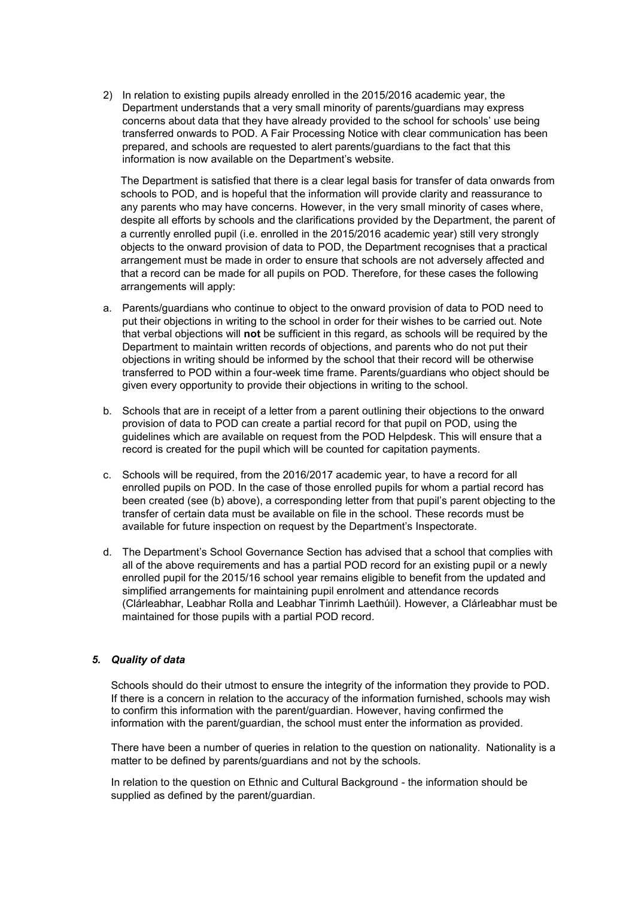2) In relation to existing pupils already enrolled in the 2015/2016 academic year, the Department understands that a very small minority of parents/guardians may express concerns about data that they have already provided to the school for schools' use being transferred onwards to POD. A Fair Processing Notice with clear communication has been prepared, and schools are requested to alert parents/guardians to the fact that this information is now available on the Department's website.

   The Department is satisfied that there is a clear legal basis for transfer of data onwards from schools to POD, and is hopeful that the information will provide clarity and reassurance to any parents who may have concerns. However, in the very small minority of cases where, despite all efforts by schools and the clarifications provided by the Department, the parent of a currently enrolled pupil (i.e. enrolled in the 2015/2016 academic year) still very strongly objects to the onward provision of data to POD, the Department recognises that a practical arrangement must be made in order to ensure that schools are not adversely affected and that a record can be made for all pupils on POD. Therefore, for these cases the following arrangements will apply:

a. Parents/guardians who continue to object to the onward provision of data to POD need to put their objections in writing to the school in order for their wishes to be carried out. Note that verbal objections will **not** be sufficient in this regard, as schools will be required by the Department to maintain written records of objections, and parents who do not put their objections in writing should be informed by the school that their record will be otherwise transferred to POD within a four-week time frame. Parents/guardians who object should be given every opportunity to provide their objections in writing to the school.

b. Schools that are in receipt of a letter from a parent outlining their objections to the onward provision of data to POD can create a partial record for that pupil on POD, using the guidelines which are available on request from the POD Helpdesk. This will ensure that a record is created for the pupil which will be counted for capitation payments.

c. Schools will be required, from the 2016/2017 academic year, to have a record for all enrolled pupils on POD. In the case of those enrolled pupils for whom a partial record has been created (see (b) above), a corresponding letter from that pupil's parent objecting to the transfer of certain data must be available on file in the school. These records must be available for future inspection on request by the Department's Inspectorate.

d. The Department's School Governance Section has advised that a school that complies with all of the above requirements and has a partial POD record for an existing pupil or a newly enrolled pupil for the 2015/16 school year remains eligible to benefit from the updated and simplified arrangements for maintaining pupil enrolment and attendance records (Clárleabhar, Leabhar Rolla and Leabhar Tinrimh Laethúil). However, a Clárleabhar must be maintained for those pupils with a partial POD record.

### *5. Quality of data*

Schools should do their utmost to ensure the integrity of the information they provide to POD. If there is a concern in relation to the accuracy of the information furnished, schools may wish to confirm this information with the parent/guardian. However, having confirmed the information with the parent/guardian, the school must enter the information as provided.

There have been a number of queries in relation to the question on nationality. Nationality is a matter to be defined by parents/guardians and not by the schools.

In relation to the question on Ethnic and Cultural Background - the information should be supplied as defined by the parent/guardian.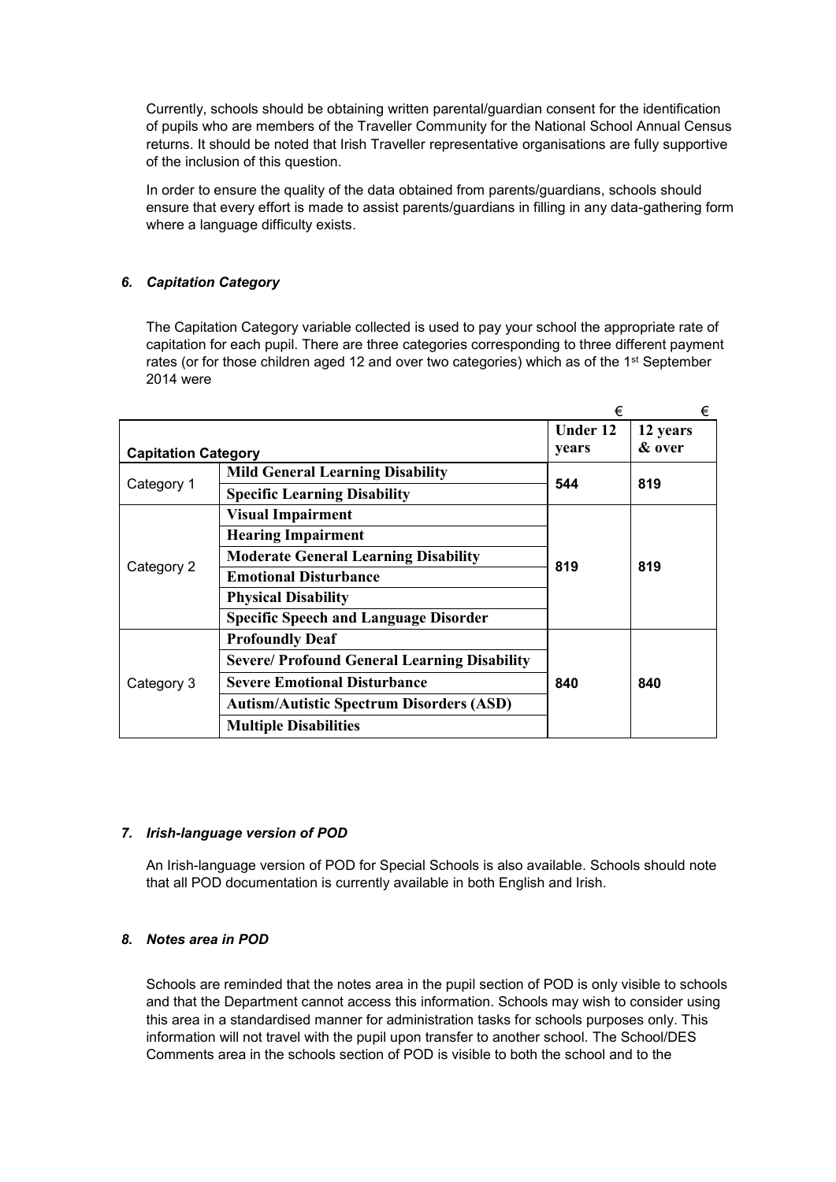Currently, schools should be obtaining written parental/guardian consent for the identification of pupils who are members of the Traveller Community for the National School Annual Census returns. It should be noted that Irish Traveller representative organisations are fully supportive of the inclusion of this question.

In order to ensure the quality of the data obtained from parents/guardians, schools should ensure that every effort is made to assist parents/guardians in filling in any data-gathering form where a language difficulty exists.

### *6. Capitation Category*

The Capitation Category variable collected is used to pay your school the appropriate rate of capitation for each pupil. There are three categories corresponding to three different payment rates (or for those children aged 12 and over two categories) which as of the 1st September 2014 were

| Capitation Category | | Under 12 years € | 12 years & over € |
|---|---|---|---|
| Category 1 | **Mild General Learning Disability** | 544 | 819 |
| | **Specific Learning Disability** | | |
| Category 2 | **Visual Impairment** | 819 | 819 |
| | **Hearing Impairment** | | |
| | **Moderate General Learning Disability** | | |
| | **Emotional Disturbance** | | |
| | **Physical Disability** | | |
| | **Specific Speech and Language Disorder** | | |
| Category 3 | **Profoundly Deaf** | 840 | 840 |
| | **Severe/ Profound General Learning Disability** | | |
| | **Severe Emotional Disturbance** | | |
| | **Autism/Autistic Spectrum Disorders (ASD)** | | |
| | **Multiple Disabilities** | | |

### *7. Irish-language version of POD*

An Irish-language version of POD for Special Schools is also available. Schools should note that all POD documentation is currently available in both English and Irish.

### *8. Notes area in POD*

Schools are reminded that the notes area in the pupil section of POD is only visible to schools and that the Department cannot access this information. Schools may wish to consider using this area in a standardised manner for administration tasks for schools purposes only. This information will not travel with the pupil upon transfer to another school. The School/DES Comments area in the schools section of POD is visible to both the school and to the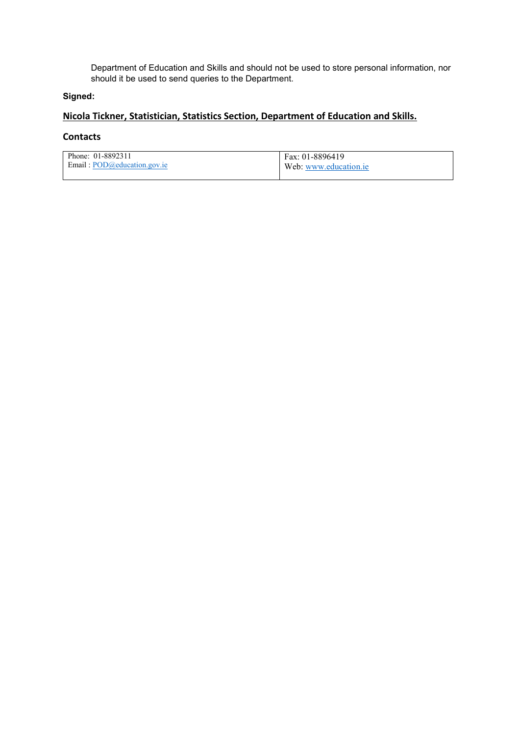Department of Education and Skills and should not be used to store personal information, nor should it be used to send queries to the Department.

**Signed:**

**Nicola Tickner, Statistician, Statistics Section, Department of Education and Skills.**

## Contacts

| | |
|---|---|
| Phone: 01-8892311<br>Email : POD@education.gov.ie | Fax: 01-8896419<br>Web: www.education.ie |